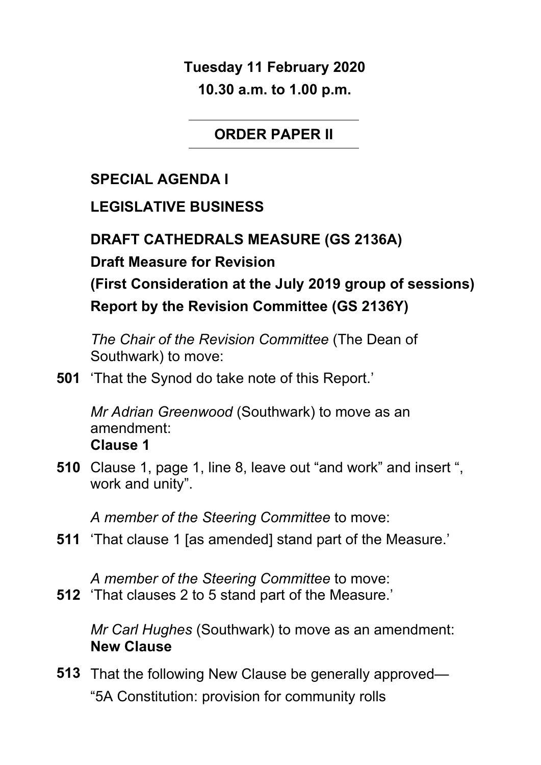**Tuesday 11 February 2020**

**10.30 a.m. to 1.00 p.m.**

---

## ORDER PAPER II

---

## SPECIAL AGENDA I

## LEGISLATIVE BUSINESS

### DRAFT CATHEDRALS MEASURE (GS 2136A)

**Draft Measure for Revision**

**(First Consideration at the July 2019 group of sessions)**

**Report by the Revision Committee (GS 2136Y)**

*The Chair of the Revision Committee* (The Dean of Southwark) to move:

**501** 'That the Synod do take note of this Report.'

*Mr Adrian Greenwood* (Southwark) to move as an amendment:

**Clause 1**

**510** Clause 1, page 1, line 8, leave out "and work" and insert ", work and unity".

*A member of the Steering Committee* to move:

**511** 'That clause 1 [as amended] stand part of the Measure.'

*A member of the Steering Committee* to move:

**512** 'That clauses 2 to 5 stand part of the Measure.'

*Mr Carl Hughes* (Southwark) to move as an amendment:

**New Clause**

**513** That the following New Clause be generally approved—

"5A Constitution: provision for community rolls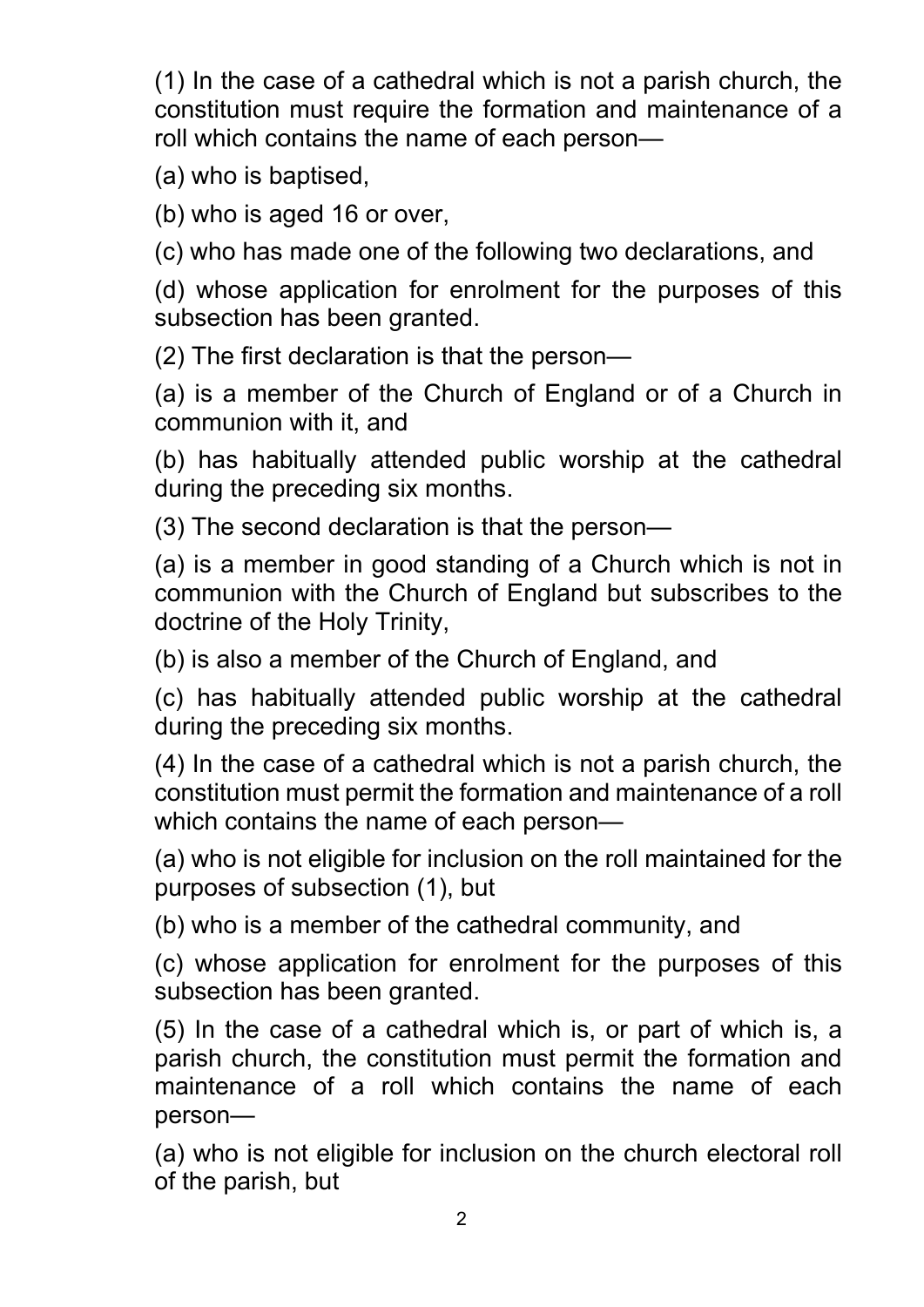(1) In the case of a cathedral which is not a parish church, the constitution must require the formation and maintenance of a roll which contains the name of each person—

(a) who is baptised,

(b) who is aged 16 or over,

(c) who has made one of the following two declarations, and

(d) whose application for enrolment for the purposes of this subsection has been granted.

(2) The first declaration is that the person—

(a) is a member of the Church of England or of a Church in communion with it, and

(b) has habitually attended public worship at the cathedral during the preceding six months.

(3) The second declaration is that the person—

(a) is a member in good standing of a Church which is not in communion with the Church of England but subscribes to the doctrine of the Holy Trinity,

(b) is also a member of the Church of England, and

(c) has habitually attended public worship at the cathedral during the preceding six months.

(4) In the case of a cathedral which is not a parish church, the constitution must permit the formation and maintenance of a roll which contains the name of each person—

(a) who is not eligible for inclusion on the roll maintained for the purposes of subsection (1), but

(b) who is a member of the cathedral community, and

(c) whose application for enrolment for the purposes of this subsection has been granted.

(5) In the case of a cathedral which is, or part of which is, a parish church, the constitution must permit the formation and maintenance of a roll which contains the name of each person—

(a) who is not eligible for inclusion on the church electoral roll of the parish, but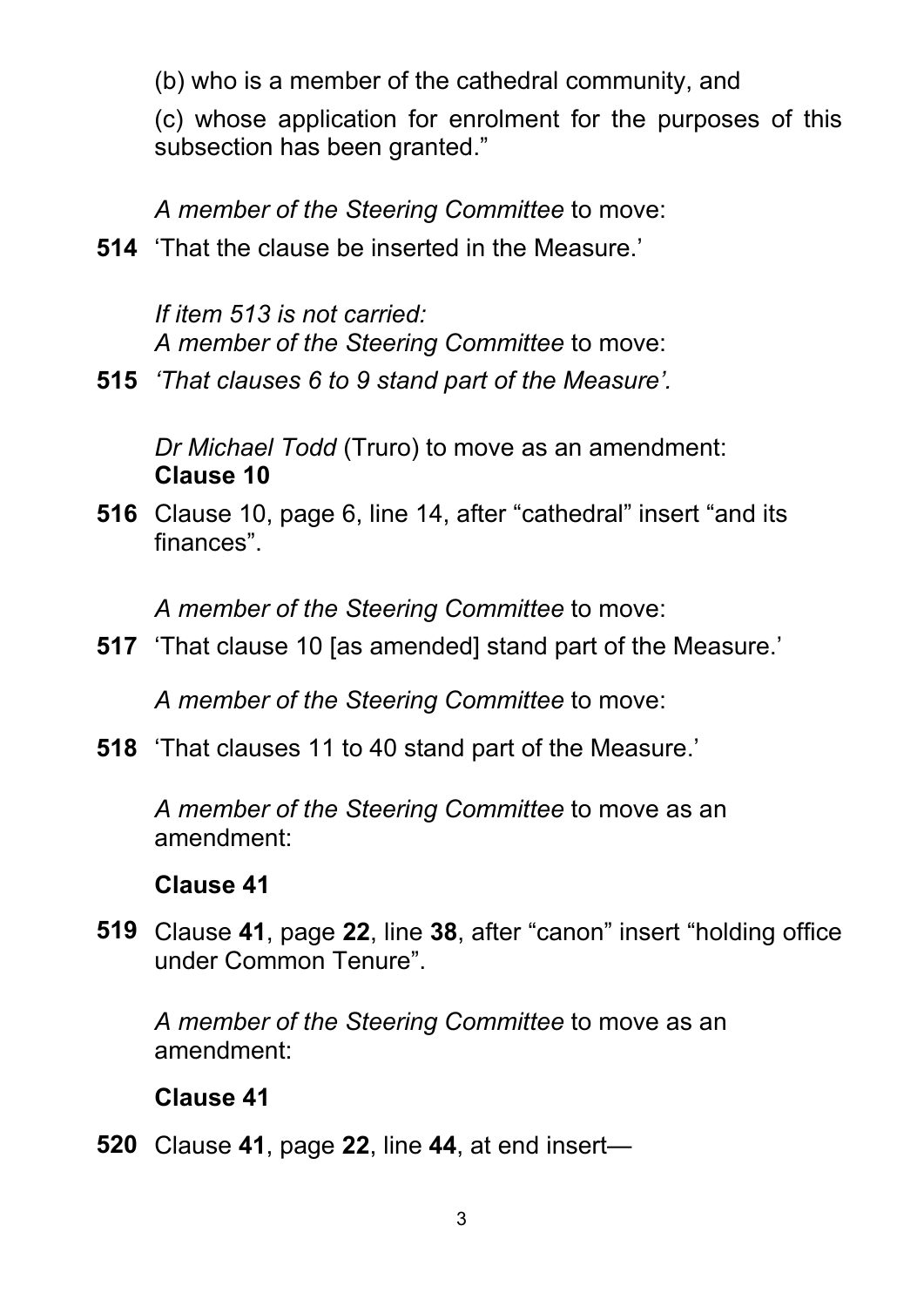(b) who is a member of the cathedral community, and

(c) whose application for enrolment for the purposes of this subsection has been granted."

*A member of the Steering Committee* to move:

**514** 'That the clause be inserted in the Measure.'

*If item 513 is not carried:*
*A member of the Steering Committee* to move:

**515** *'That clauses 6 to 9 stand part of the Measure'.*

*Dr Michael Todd* (Truro) to move as an amendment:
**Clause 10**

**516** Clause 10, page 6, line 14, after "cathedral" insert "and its finances".

*A member of the Steering Committee* to move:

**517** 'That clause 10 [as amended] stand part of the Measure.'

*A member of the Steering Committee* to move:

**518** 'That clauses 11 to 40 stand part of the Measure.'

*A member of the Steering Committee* to move as an amendment:

**Clause 41**

**519** Clause **41**, page **22**, line **38**, after "canon" insert "holding office under Common Tenure".

*A member of the Steering Committee* to move as an amendment:

**Clause 41**

**520** Clause **41**, page **22**, line **44**, at end insert—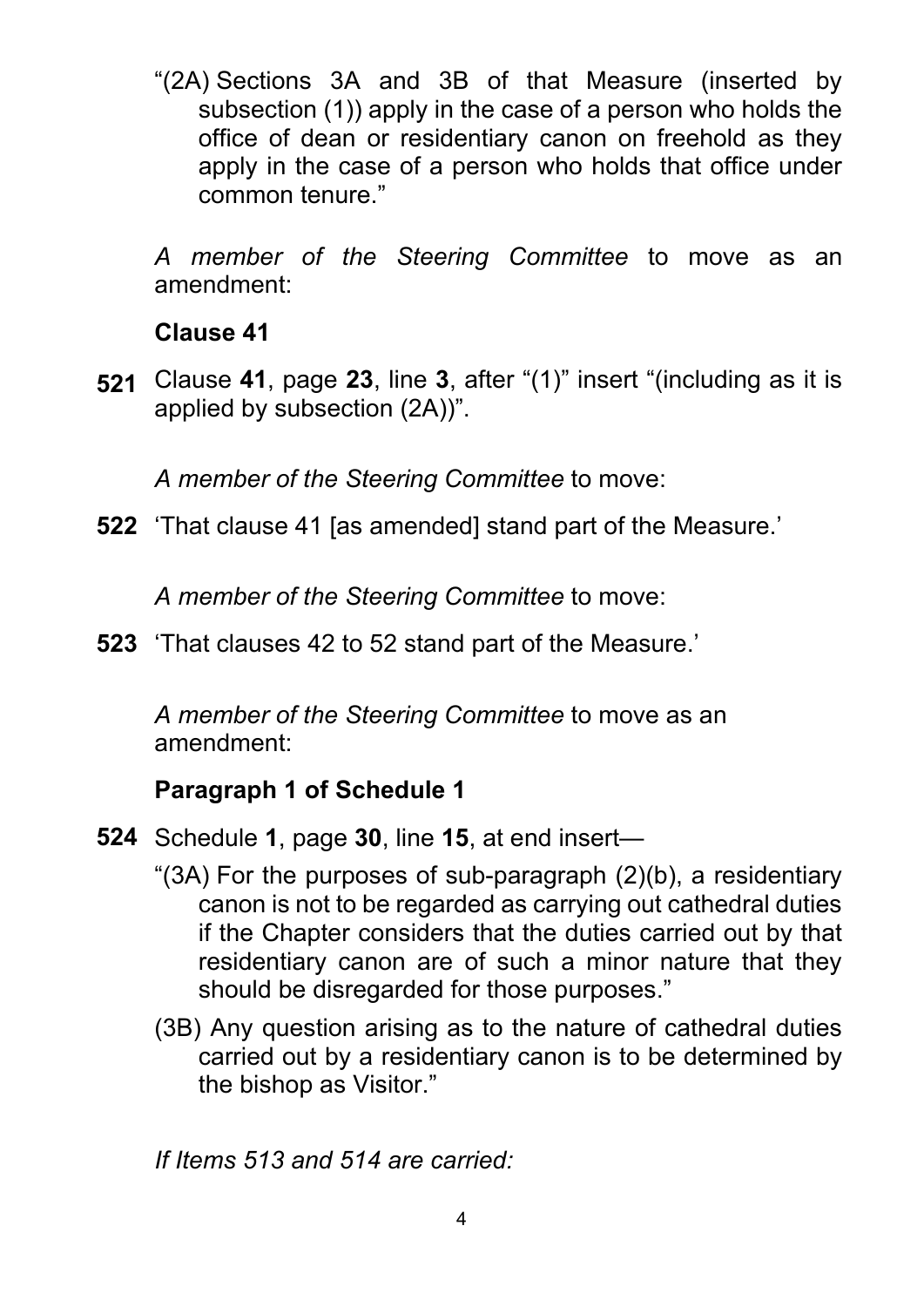"(2A) Sections 3A and 3B of that Measure (inserted by subsection (1)) apply in the case of a person who holds the office of dean or residentiary canon on freehold as they apply in the case of a person who holds that office under common tenure."

*A member of the Steering Committee* to move as an amendment:

**Clause 41**

**521** Clause **41**, page **23**, line **3**, after "(1)" insert "(including as it is applied by subsection (2A))".

*A member of the Steering Committee* to move:

**522** 'That clause 41 [as amended] stand part of the Measure.'

*A member of the Steering Committee* to move:

**523** 'That clauses 42 to 52 stand part of the Measure.'

*A member of the Steering Committee* to move as an amendment:

**Paragraph 1 of Schedule 1**

**524** Schedule **1**, page **30**, line **15**, at end insert—

"(3A) For the purposes of sub-paragraph (2)(b), a residentiary canon is not to be regarded as carrying out cathedral duties if the Chapter considers that the duties carried out by that residentiary canon are of such a minor nature that they should be disregarded for those purposes."

(3B) Any question arising as to the nature of cathedral duties carried out by a residentiary canon is to be determined by the bishop as Visitor."

*If Items 513 and 514 are carried:*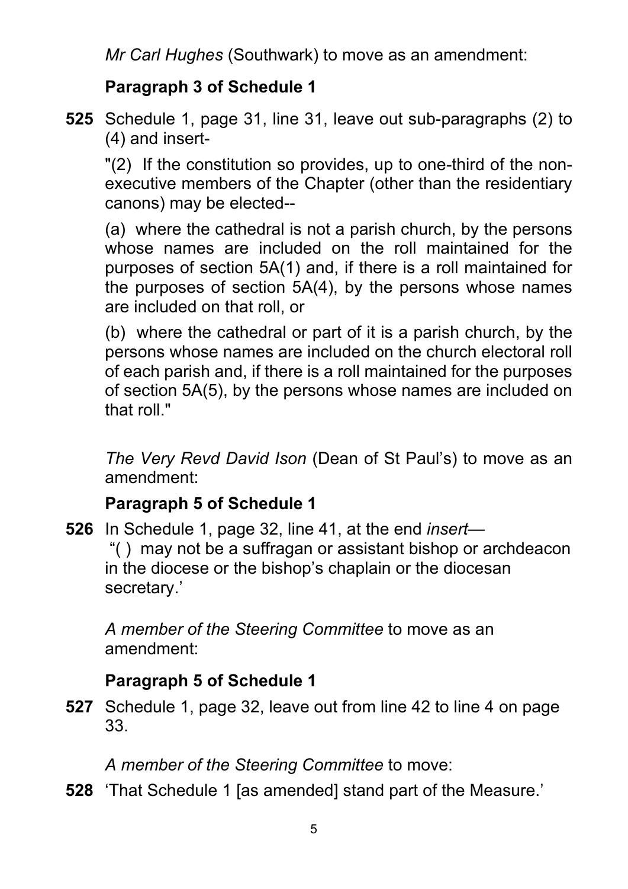*Mr Carl Hughes* (Southwark) to move as an amendment:

**Paragraph 3 of Schedule 1**

**525** Schedule 1, page 31, line 31, leave out sub-paragraphs (2) to (4) and insert-

"(2) If the constitution so provides, up to one-third of the non-executive members of the Chapter (other than the residentiary canons) may be elected--

(a) where the cathedral is not a parish church, by the persons whose names are included on the roll maintained for the purposes of section 5A(1) and, if there is a roll maintained for the purposes of section 5A(4), by the persons whose names are included on that roll, or

(b) where the cathedral or part of it is a parish church, by the persons whose names are included on the church electoral roll of each parish and, if there is a roll maintained for the purposes of section 5A(5), by the persons whose names are included on that roll."

*The Very Revd David Ison* (Dean of St Paul's) to move as an amendment:

**Paragraph 5 of Schedule 1**

**526** In Schedule 1, page 32, line 41, at the end *insert*—
"( ) may not be a suffragan or assistant bishop or archdeacon in the diocese or the bishop's chaplain or the diocesan secretary.'

*A member of the Steering Committee* to move as an amendment:

**Paragraph 5 of Schedule 1**

**527** Schedule 1, page 32, leave out from line 42 to line 4 on page 33.

*A member of the Steering Committee* to move:

**528** 'That Schedule 1 [as amended] stand part of the Measure.'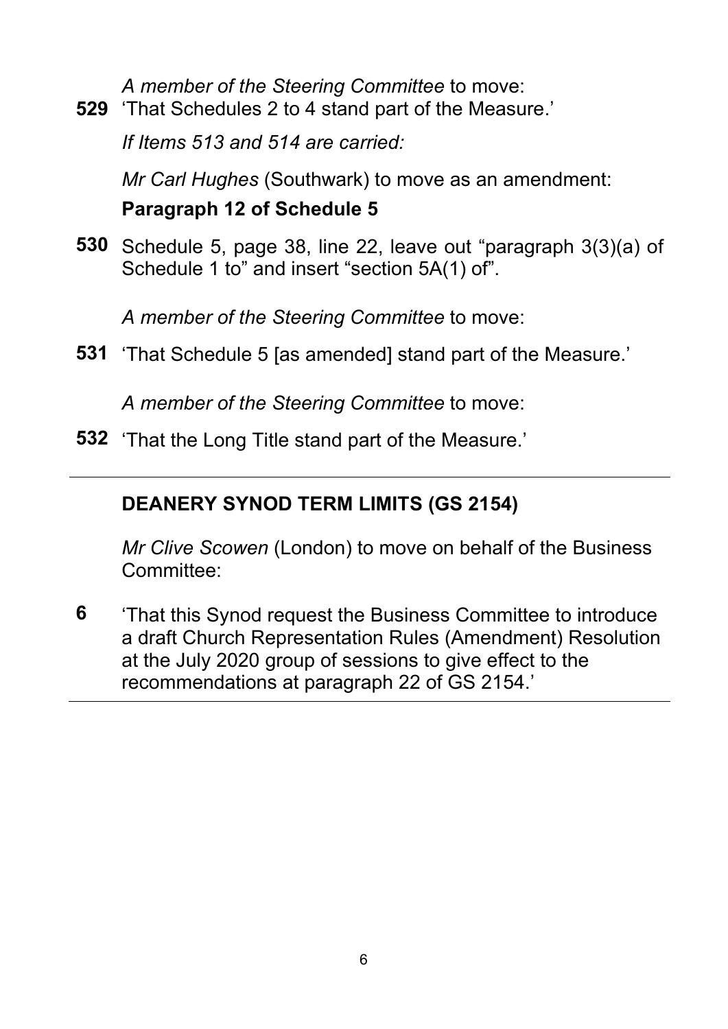*A member of the Steering Committee* to move:

**529** 'That Schedules 2 to 4 stand part of the Measure.'

*If Items 513 and 514 are carried:*

*Mr Carl Hughes* (Southwark) to move as an amendment:

**Paragraph 12 of Schedule 5**

**530** Schedule 5, page 38, line 22, leave out "paragraph 3(3)(a) of Schedule 1 to" and insert "section 5A(1) of".

*A member of the Steering Committee* to move:

**531** 'That Schedule 5 [as amended] stand part of the Measure.'

*A member of the Steering Committee* to move:

**532** 'That the Long Title stand part of the Measure.'

---

## DEANERY SYNOD TERM LIMITS (GS 2154)

*Mr Clive Scowen* (London) to move on behalf of the Business Committee:

**6** 'That this Synod request the Business Committee to introduce a draft Church Representation Rules (Amendment) Resolution at the July 2020 group of sessions to give effect to the recommendations at paragraph 22 of GS 2154.'